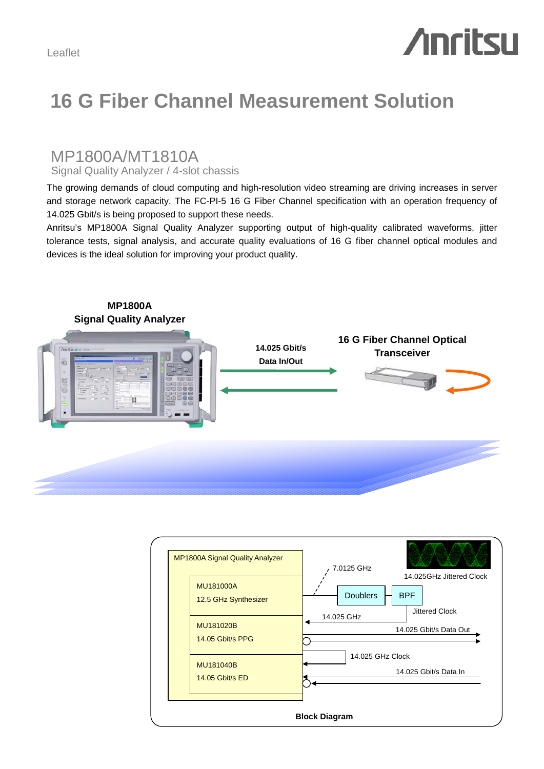Leaflet

# 16 G Fiber Channel Measurement Solution

## MP1800A/MT1810A

Signal Quality Analyzer / 4-slot chassis

The growing demands of cloud computing and high-resolution video streaming are driving increases in server and storage network capacity. The FC-PI-5 16 G Fiber Channel specification with an operation frequency of 14.025 Gbit/s is being proposed to support these needs.

Anritsu's MP1800A Signal Quality Analyzer supporting output of high-quality calibrated waveforms, jitter tolerance tests, signal analysis, and accurate quality evaluations of 16 G fiber channel optical modules and devices is the ideal solution for improving your product quality.

**MP1800A Signal Quality Analyzer**

**14.025 Gbit/s Data In/Out**

**16 G Fiber Channel Optical Transceiver**

MP1800A Signal Quality Analyzer

MU181000A 12.5 GHz Synthesizer

MU181020B 14.05 Gbit/s PPG

MU181040B 14.05 Gbit/s ED

7.0125 GHz

Doublers

BPF

14.025GHz Jittered Clock

Jittered Clock

14.025 GHz

14.025 Gbit/s Data Out

14.025 GHz Clock

14.025 Gbit/s Data In

**Block Diagram**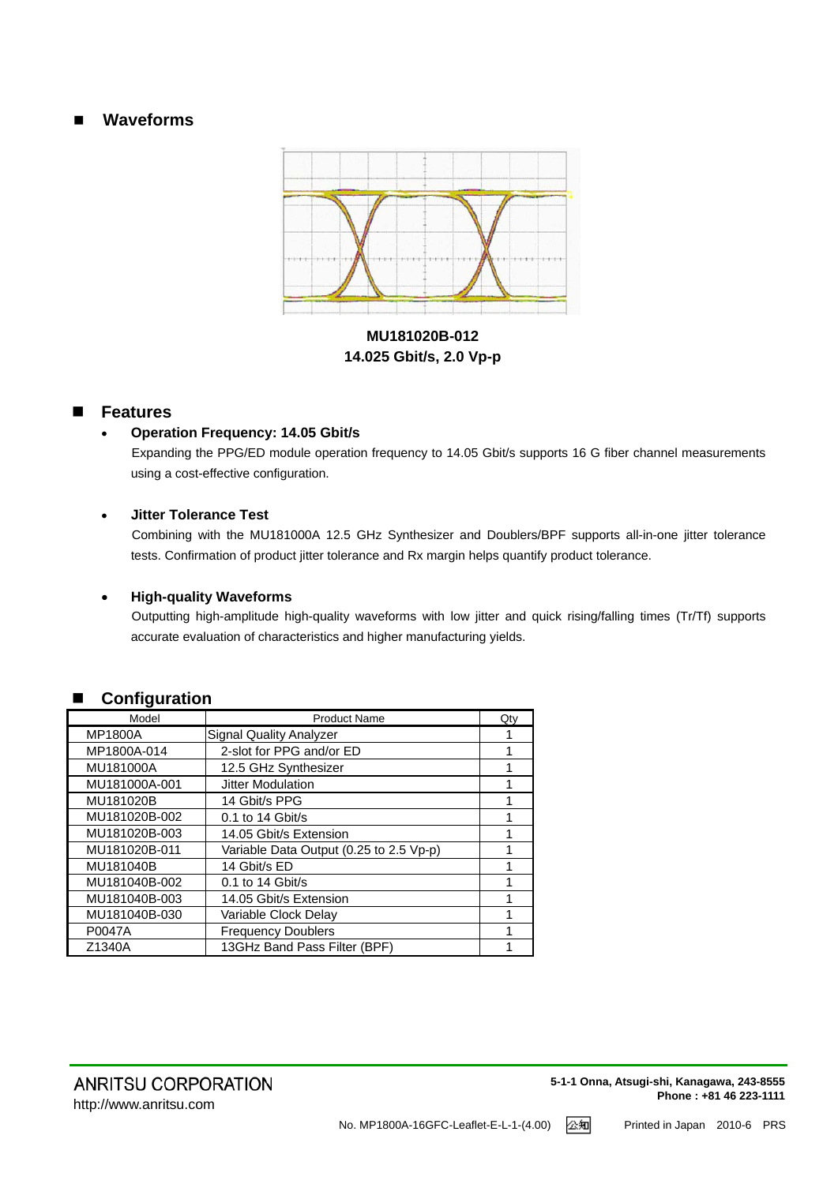## Waveforms

**MU181020B-012**
**14.025 Gbit/s, 2.0 Vp-p**

## Features

- **Operation Frequency: 14.05 Gbit/s**
  Expanding the PPG/ED module operation frequency to 14.05 Gbit/s supports 16 G fiber channel measurements using a cost-effective configuration.

- **Jitter Tolerance Test**
  Combining with the MU181000A 12.5 GHz Synthesizer and Doublers/BPF supports all-in-one jitter tolerance tests. Confirmation of product jitter tolerance and Rx margin helps quantify product tolerance.

- **High-quality Waveforms**
  Outputting high-amplitude high-quality waveforms with low jitter and quick rising/falling times (Tr/Tf) supports accurate evaluation of characteristics and higher manufacturing yields.

## Configuration

| Model | Product Name | Qty |
|---|---|---|
| MP1800A | Signal Quality Analyzer | 1 |
| MP1800A-014 | 2-slot for PPG and/or ED | 1 |
| MU181000A | 12.5 GHz Synthesizer | 1 |
| MU181000A-001 | Jitter Modulation | 1 |
| MU181020B | 14 Gbit/s PPG | 1 |
| MU181020B-002 | 0.1 to 14 Gbit/s | 1 |
| MU181020B-003 | 14.05 Gbit/s Extension | 1 |
| MU181020B-011 | Variable Data Output (0.25 to 2.5 Vp-p) | 1 |
| MU181040B | 14 Gbit/s ED | 1 |
| MU181040B-002 | 0.1 to 14 Gbit/s | 1 |
| MU181040B-003 | 14.05 Gbit/s Extension | 1 |
| MU181040B-030 | Variable Clock Delay | 1 |
| P0047A | Frequency Doublers | 1 |
| Z1340A | 13GHz Band Pass Filter (BPF) | 1 |

ANRITSU CORPORATION
http://www.anritsu.com

**5-1-1 Onna, Atsugi-shi, Kanagawa, 243-8555**
**Phone : +81 46 223-1111**

No. MP1800A-16GFC-Leaflet-E-L-1-(4.00) 公知 Printed in Japan 2010-6 PRS